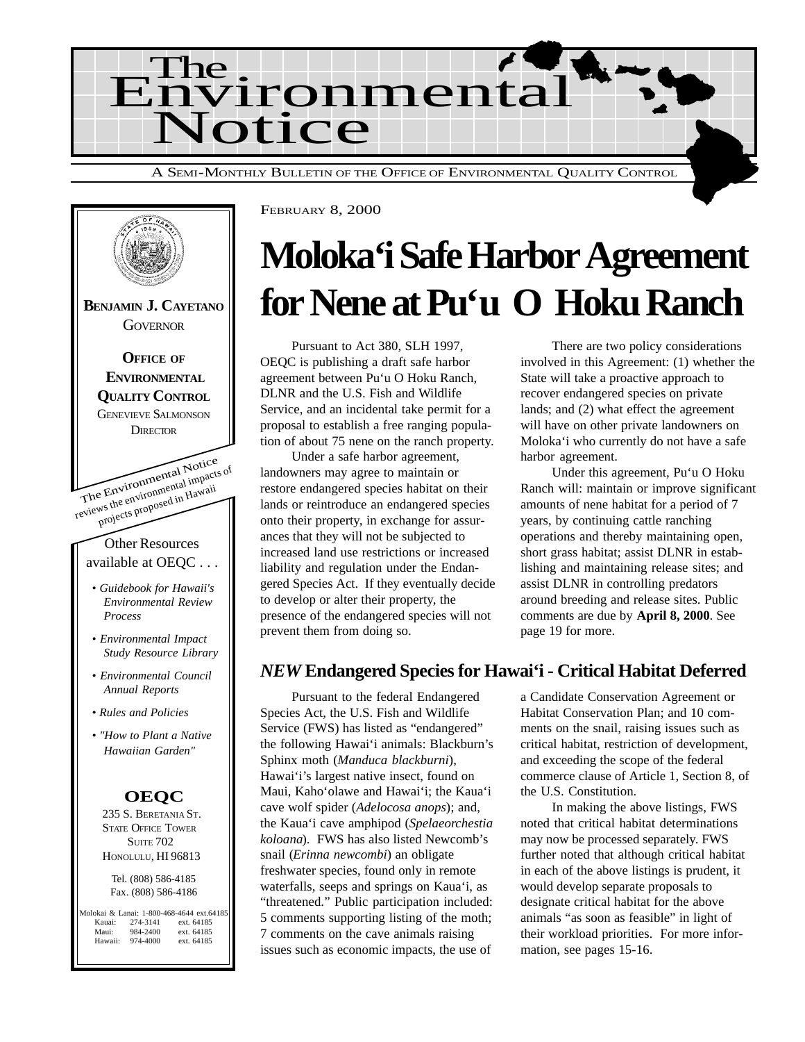# The Environmental Notice

A SEMI-MONTHLY BULLETIN OF THE OFFICE OF ENVIRONMENTAL QUALITY CONTROL

**BENJAMIN J. CAYETANO**
GOVERNOR

**OFFICE OF ENVIRONMENTAL QUALITY CONTROL**
GENEVIEVE SALMONSON
DIRECTOR

The Environmental Notice reviews the environmental impacts of projects proposed in Hawaii

Other Resources available at OEQC . . .

- *Guidebook for Hawaii's Environmental Review Process*
- *Environmental Impact Study Resource Library*
- *Environmental Council Annual Reports*
- *Rules and Policies*
- *"How to Plant a Native Hawaiian Garden"*

**OEQC**
235 S. BERETANIA ST.
STATE OFFICE TOWER
SUITE 702
HONOLULU, HI 96813

Tel. (808) 586-4185
Fax. (808) 586-4186

| | | |
|---|---|---|
| Molokai & Lanai: | 1-800-468-4644 | ext.64185 |
| Kauai: | 274-3141 | ext. 64185 |
| Maui: | 984-2400 | ext. 64185 |
| Hawaii: | 974-4000 | ext. 64185 |

FEBRUARY 8, 2000

# Moloka'i Safe Harbor Agreement for Nene at Pu'u O Hoku Ranch

Pursuant to Act 380, SLH 1997, OEQC is publishing a draft safe harbor agreement between Pu'u O Hoku Ranch, DLNR and the U.S. Fish and Wildlife Service, and an incidental take permit for a proposal to establish a free ranging population of about 75 nene on the ranch property.

Under a safe harbor agreement, landowners may agree to maintain or restore endangered species habitat on their lands or reintroduce an endangered species onto their property, in exchange for assurances that they will not be subjected to increased land use restrictions or increased liability and regulation under the Endangered Species Act. If they eventually decide to develop or alter their property, the presence of the endangered species will not prevent them from doing so.

There are two policy considerations involved in this Agreement: (1) whether the State will take a proactive approach to recover endangered species on private lands; and (2) what effect the agreement will have on other private landowners on Moloka'i who currently do not have a safe harbor agreement.

Under this agreement, Pu'u O Hoku Ranch will: maintain or improve significant amounts of nene habitat for a period of 7 years, by continuing cattle ranching operations and thereby maintaining open, short grass habitat; assist DLNR in establishing and maintaining release sites; and assist DLNR in controlling predators around breeding and release sites. Public comments are due by **April 8, 2000**. See page 19 for more.

## *NEW* Endangered Species for Hawai'i - Critical Habitat Deferred

Pursuant to the federal Endangered Species Act, the U.S. Fish and Wildlife Service (FWS) has listed as "endangered" the following Hawai'i animals: Blackburn's Sphinx moth (*Manduca blackburni*), Hawai'i's largest native insect, found on Maui, Kaho'olawe and Hawai'i; the Kaua'i cave wolf spider (*Adelocosa anops*); and, the Kaua'i cave amphipod (*Spelaeorchestia koloana*). FWS has also listed Newcomb's snail (*Erinna newcombi*) an obligate freshwater species, found only in remote waterfalls, seeps and springs on Kaua'i, as "threatened." Public participation included: 5 comments supporting listing of the moth; 7 comments on the cave animals raising issues such as economic impacts, the use of a Candidate Conservation Agreement or Habitat Conservation Plan; and 10 comments on the snail, raising issues such as critical habitat, restriction of development, and exceeding the scope of the federal commerce clause of Article 1, Section 8, of the U.S. Constitution.

In making the above listings, FWS noted that critical habitat determinations may now be processed separately. FWS further noted that although critical habitat in each of the above listings is prudent, it would develop separate proposals to designate critical habitat for the above animals "as soon as feasible" in light of their workload priorities. For more information, see pages 15-16.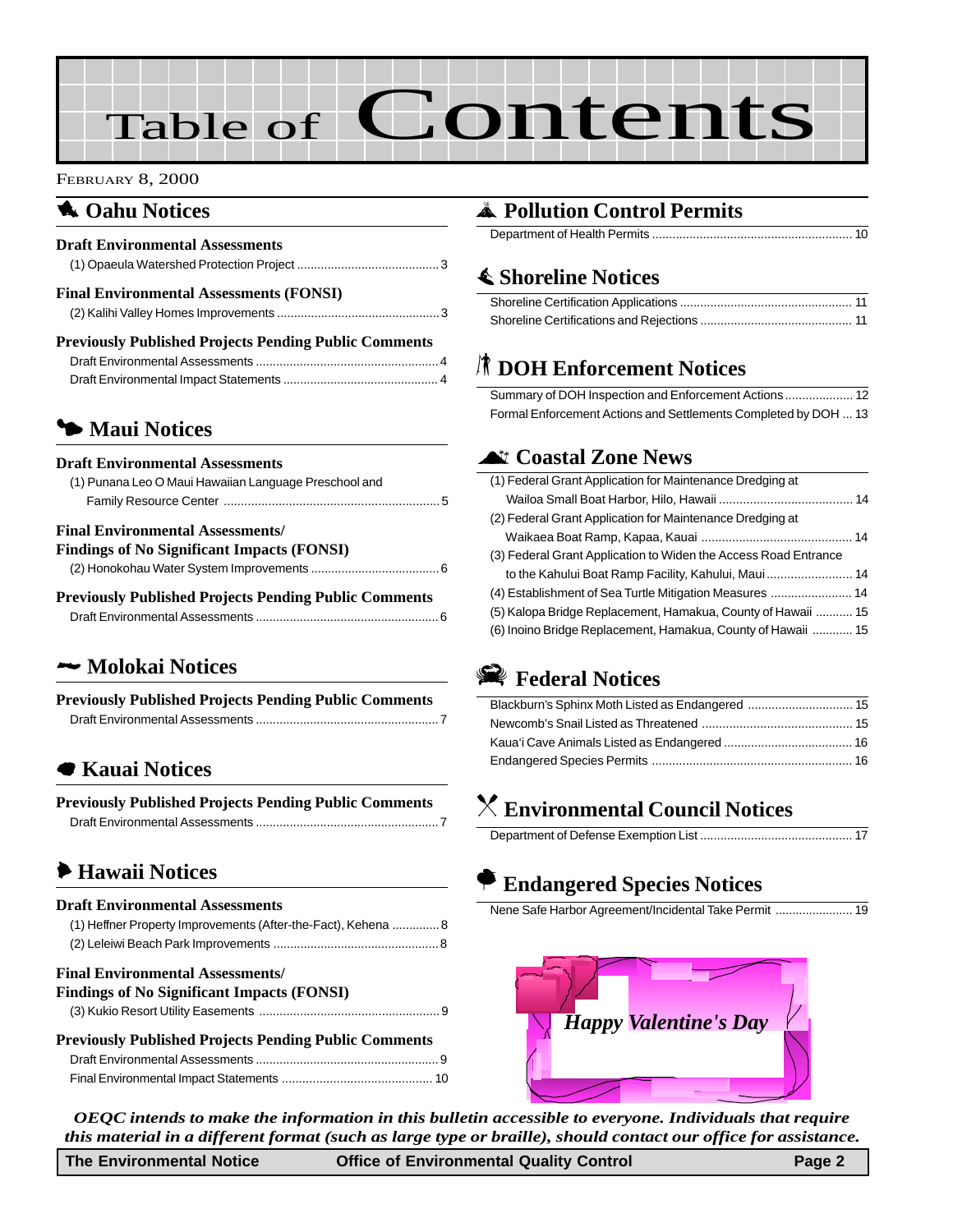# Table of Contents

FEBRUARY 8, 2000

## Oahu Notices

**Draft Environmental Assessments**

(1) Opaeula Watershed Protection Project .......... 3

**Final Environmental Assessments (FONSI)**

(2) Kalihi Valley Homes Improvements .......... 3

**Previously Published Projects Pending Public Comments**

Draft Environmental Assessments .......... 4
Draft Environmental Impact Statements .......... 4

## Maui Notices

**Draft Environmental Assessments**

(1) Punana Leo O Maui Hawaiian Language Preschool and Family Resource Center .......... 5

**Final Environmental Assessments/ Findings of No Significant Impacts (FONSI)**

(2) Honokohau Water System Improvements .......... 6

**Previously Published Projects Pending Public Comments**

Draft Environmental Assessments .......... 6

## Molokai Notices

**Previously Published Projects Pending Public Comments**

Draft Environmental Assessments .......... 7

## Kauai Notices

**Previously Published Projects Pending Public Comments**

Draft Environmental Assessments .......... 7

## Hawaii Notices

**Draft Environmental Assessments**

(1) Heffner Property Improvements (After-the-Fact), Kehena .......... 8
(2) Leleiwi Beach Park Improvements .......... 8

**Final Environmental Assessments/ Findings of No Significant Impacts (FONSI)**

(3) Kukio Resort Utility Easements .......... 9

**Previously Published Projects Pending Public Comments**

Draft Environmental Assessments .......... 9
Final Environmental Impact Statements .......... 10

## Pollution Control Permits

Department of Health Permits .......... 10

## Shoreline Notices

Shoreline Certification Applications .......... 11
Shoreline Certifications and Rejections .......... 11

## DOH Enforcement Notices

Summary of DOH Inspection and Enforcement Actions .......... 12
Formal Enforcement Actions and Settlements Completed by DOH .......... 13

## Coastal Zone News

(1) Federal Grant Application for Maintenance Dredging at Wailoa Small Boat Harbor, Hilo, Hawaii .......... 14
(2) Federal Grant Application for Maintenance Dredging at Waikaea Boat Ramp, Kapaa, Kauai .......... 14
(3) Federal Grant Application to Widen the Access Road Entrance to the Kahului Boat Ramp Facility, Kahului, Maui .......... 14
(4) Establishment of Sea Turtle Mitigation Measures .......... 14
(5) Kalopa Bridge Replacement, Hamakua, County of Hawaii .......... 15
(6) Inoino Bridge Replacement, Hamakua, County of Hawaii .......... 15

## Federal Notices

Blackburn's Sphinx Moth Listed as Endangered .......... 15
Newcomb's Snail Listed as Threatened .......... 15
Kaua'i Cave Animals Listed as Endangered .......... 16
Endangered Species Permits .......... 16

## Environmental Council Notices

Department of Defense Exemption List .......... 17

## Endangered Species Notices

Nene Safe Harbor Agreement/Incidental Take Permit .......... 19

*Happy Valentine's Day*

***OEQC intends to make the information in this bulletin accessible to everyone. Individuals that require this material in a different format (such as large type or braille), should contact our office for assistance.***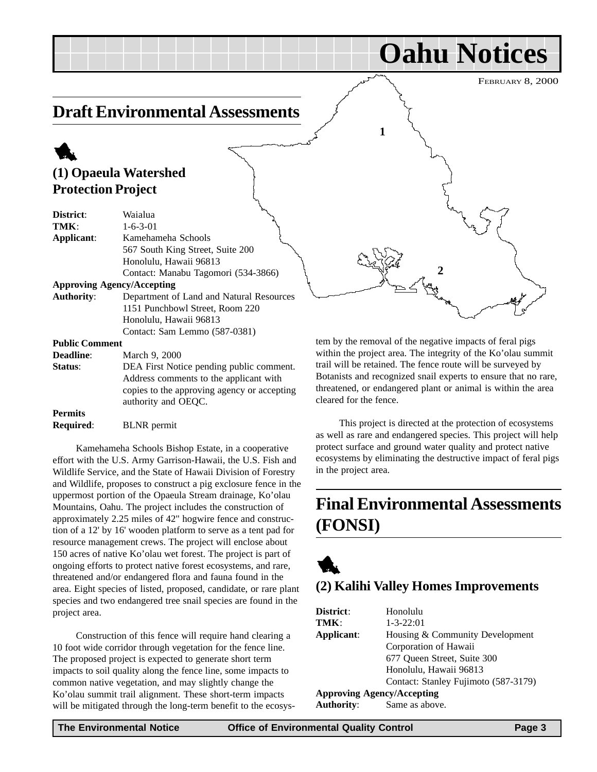# Oahu Notices

FEBRUARY 8, 2000

## Draft Environmental Assessments

### (1) Opaeula Watershed Protection Project

**District**: Waialua
**TMK**: 1-6-3-01
**Applicant**: Kamehameha Schools
567 South King Street, Suite 200
Honolulu, Hawaii 96813
Contact: Manabu Tagomori (534-3866)

**Approving Agency/Accepting Authority**: Department of Land and Natural Resources
1151 Punchbowl Street, Room 220
Honolulu, Hawaii 96813
Contact: Sam Lemmo (587-0381)

**Public Comment Deadline**: March 9, 2000
**Status**: DEA First Notice pending public comment. Address comments to the applicant with copies to the approving agency or accepting authority and OEQC.

**Permits Required**: BLNR permit

Kamehameha Schools Bishop Estate, in a cooperative effort with the U.S. Army Garrison-Hawaii, the U.S. Fish and Wildlife Service, and the State of Hawaii Division of Forestry and Wildlife, proposes to construct a pig exclosure fence in the uppermost portion of the Opaeula Stream drainage, Ko'olau Mountains, Oahu. The project includes the construction of approximately 2.25 miles of 42" hogwire fence and construction of a 12' by 16' wooden platform to serve as a tent pad for resource management crews. The project will enclose about 150 acres of native Ko'olau wet forest. The project is part of ongoing efforts to protect native forest ecosystems, and rare, threatened and/or endangered flora and fauna found in the area. Eight species of listed, proposed, candidate, or rare plant species and two endangered tree snail species are found in the project area.

Construction of this fence will require hand clearing a 10 foot wide corridor through vegetation for the fence line. The proposed project is expected to generate short term impacts to soil quality along the fence line, some impacts to common native vegetation, and may slightly change the Ko'olau summit trail alignment. These short-term impacts will be mitigated through the long-term benefit to the ecosystem by the removal of the negative impacts of feral pigs within the project area. The integrity of the Ko'olau summit trail will be retained. The fence route will be surveyed by Botanists and recognized snail experts to ensure that no rare, threatened, or endangered plant or animal is within the area cleared for the fence.

This project is directed at the protection of ecosystems as well as rare and endangered species. This project will help protect surface and ground water quality and protect native ecosystems by eliminating the destructive impact of feral pigs in the project area.

## Final Environmental Assessments (FONSI)

### (2) Kalihi Valley Homes Improvements

**District**: Honolulu
**TMK**: 1-3-22:01
**Applicant**: Housing & Community Development Corporation of Hawaii
677 Queen Street, Suite 300
Honolulu, Hawaii 96813
Contact: Stanley Fujimoto (587-3179)

**Approving Agency/Accepting Authority**: Same as above.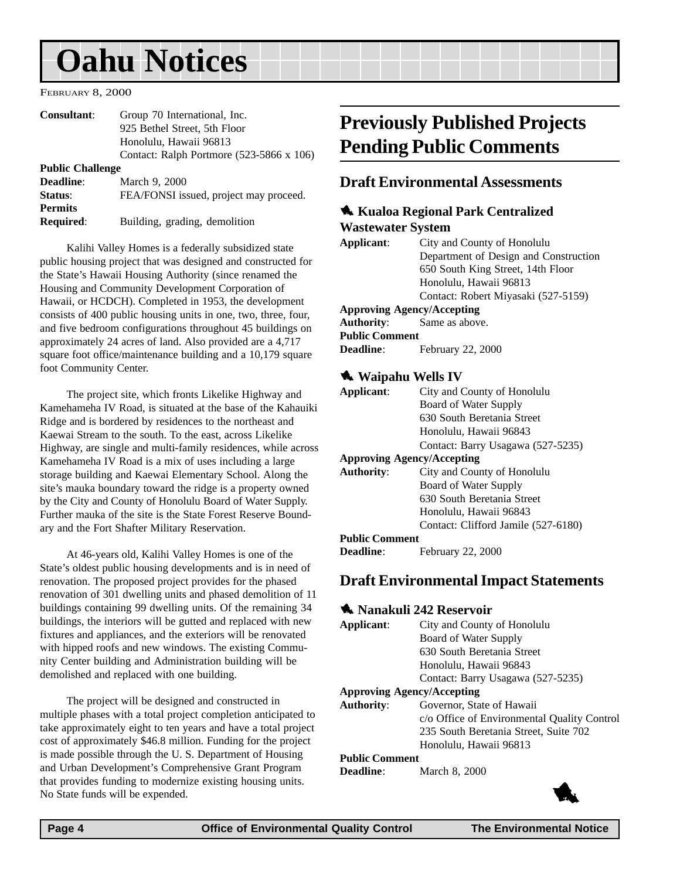| | |
|---|---|
| **Consultant**: | Group 70 International, Inc.<br>925 Bethel Street, 5th Floor<br>Honolulu, Hawaii 96813<br>Contact: Ralph Portmore (523-5866 x 106) |
| **Public Challenge Deadline**: | March 9, 2000 |
| **Status**: | FEA/FONSI issued, project may proceed. |
| **Permits Required**: | Building, grading, demolition |

Kalihi Valley Homes is a federally subsidized state public housing project that was designed and constructed for the State's Hawaii Housing Authority (since renamed the Housing and Community Development Corporation of Hawaii, or HCDCH). Completed in 1953, the development consists of 400 public housing units in one, two, three, four, and five bedroom configurations throughout 45 buildings on approximately 24 acres of land. Also provided are a 4,717 square foot office/maintenance building and a 10,179 square foot Community Center.

The project site, which fronts Likelike Highway and Kamehameha IV Road, is situated at the base of the Kahauiki Ridge and is bordered by residences to the northeast and Kaewai Stream to the south. To the east, across Likelike Highway, are single and multi-family residences, while across Kamehameha IV Road is a mix of uses including a large storage building and Kaewai Elementary School. Along the site's mauka boundary toward the ridge is a property owned by the City and County of Honolulu Board of Water Supply. Further mauka of the site is the State Forest Reserve Boundary and the Fort Shafter Military Reservation.

At 46-years old, Kalihi Valley Homes is one of the State's oldest public housing developments and is in need of renovation. The proposed project provides for the phased renovation of 301 dwelling units and phased demolition of 11 buildings containing 99 dwelling units. Of the remaining 34 buildings, the interiors will be gutted and replaced with new fixtures and appliances, and the exteriors will be renovated with hipped roofs and new windows. The existing Community Center building and Administration building will be demolished and replaced with one building.

The project will be designed and constructed in multiple phases with a total project completion anticipated to take approximately eight to ten years and have a total project cost of approximately $46.8 million. Funding for the project is made possible through the U. S. Department of Housing and Urban Development's Comprehensive Grant Program that provides funding to modernize existing housing units. No State funds will be expended.

# Previously Published Projects Pending Public Comments

## Draft Environmental Assessments

### Kualoa Regional Park Centralized Wastewater System

| | |
|---|---|
| **Applicant**: | City and County of Honolulu<br>Department of Design and Construction<br>650 South King Street, 14th Floor<br>Honolulu, Hawaii 96813<br>Contact: Robert Miyasaki (527-5159) |
| **Approving Agency/Accepting Authority**: | Same as above. |
| **Public Comment Deadline**: | February 22, 2000 |

### Waipahu Wells IV

| | |
|---|---|
| **Applicant**: | City and County of Honolulu<br>Board of Water Supply<br>630 South Beretania Street<br>Honolulu, Hawaii 96843<br>Contact: Barry Usagawa (527-5235) |
| **Approving Agency/Accepting Authority**: | City and County of Honolulu<br>Board of Water Supply<br>630 South Beretania Street<br>Honolulu, Hawaii 96843<br>Contact: Clifford Jamile (527-6180) |
| **Public Comment Deadline**: | February 22, 2000 |

## Draft Environmental Impact Statements

### Nanakuli 242 Reservoir

| | |
|---|---|
| **Applicant**: | City and County of Honolulu<br>Board of Water Supply<br>630 South Beretania Street<br>Honolulu, Hawaii 96843<br>Contact: Barry Usagawa (527-5235) |
| **Approving Agency/Accepting Authority**: | Governor, State of Hawaii<br>c/o Office of Environmental Quality Control<br>235 South Beretania Street, Suite 702<br>Honolulu, Hawaii 96813 |
| **Public Comment Deadline**: | March 8, 2000 |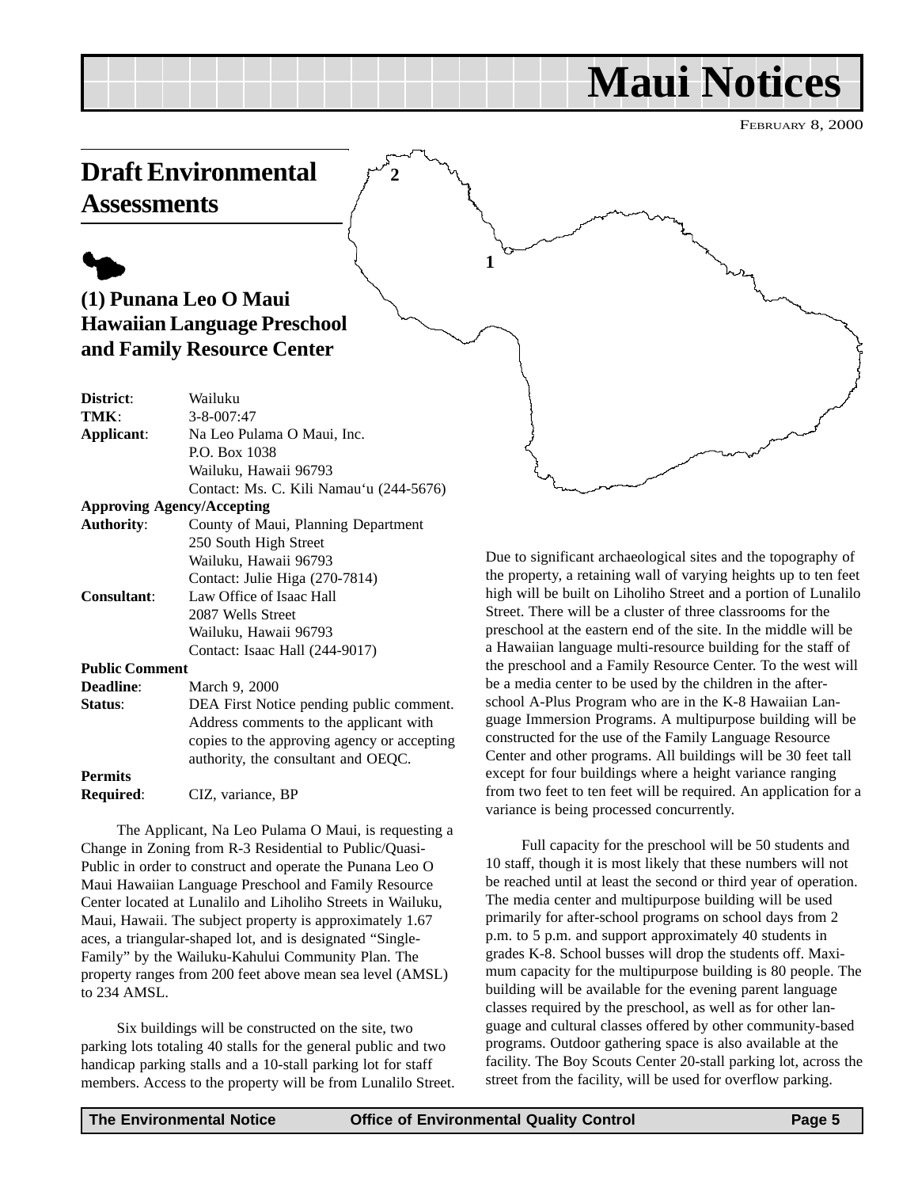# Maui Notices

FEBRUARY 8, 2000

## Draft Environmental Assessments

### (1) Punana Leo O Maui Hawaiian Language Preschool and Family Resource Center

**District**: Wailuku
**TMK**: 3-8-007:47
**Applicant**: Na Leo Pulama O Maui, Inc.
P.O. Box 1038
Wailuku, Hawaii 96793
Contact: Ms. C. Kili Namau'u (244-5676)
**Approving Agency/Accepting Authority**: County of Maui, Planning Department
250 South High Street
Wailuku, Hawaii 96793
Contact: Julie Higa (270-7814)
**Consultant**: Law Office of Isaac Hall
2087 Wells Street
Wailuku, Hawaii 96793
Contact: Isaac Hall (244-9017)
**Public Comment Deadline**: March 9, 2000
**Status**: DEA First Notice pending public comment. Address comments to the applicant with copies to the approving agency or accepting authority, the consultant and OEQC.
**Permits Required**: CIZ, variance, BP

The Applicant, Na Leo Pulama O Maui, is requesting a Change in Zoning from R-3 Residential to Public/Quasi-Public in order to construct and operate the Punana Leo O Maui Hawaiian Language Preschool and Family Resource Center located at Lunalilo and Liholiho Streets in Wailuku, Maui, Hawaii. The subject property is approximately 1.67 aces, a triangular-shaped lot, and is designated "Single-Family" by the Wailuku-Kahului Community Plan. The property ranges from 200 feet above mean sea level (AMSL) to 234 AMSL.

Six buildings will be constructed on the site, two parking lots totaling 40 stalls for the general public and two handicap parking stalls and a 10-stall parking lot for staff members. Access to the property will be from Lunalilo Street. Due to significant archaeological sites and the topography of the property, a retaining wall of varying heights up to ten feet high will be built on Liholiho Street and a portion of Lunalilo Street. There will be a cluster of three classrooms for the preschool at the eastern end of the site. In the middle will be a Hawaiian language multi-resource building for the staff of the preschool and a Family Resource Center. To the west will be a media center to be used by the children in the after-school A-Plus Program who are in the K-8 Hawaiian Language Immersion Programs. A multipurpose building will be constructed for the use of the Family Language Resource Center and other programs. All buildings will be 30 feet tall except for four buildings where a height variance ranging from two feet to ten feet will be required. An application for a variance is being processed concurrently.

Full capacity for the preschool will be 50 students and 10 staff, though it is most likely that these numbers will not be reached until at least the second or third year of operation. The media center and multipurpose building will be used primarily for after-school programs on school days from 2 p.m. to 5 p.m. and support approximately 40 students in grades K-8. School busses will drop the students off. Maximum capacity for the multipurpose building is 80 people. The building will be available for the evening parent language classes required by the preschool, as well as for other language and cultural classes offered by other community-based programs. Outdoor gathering space is also available at the facility. The Boy Scouts Center 20-stall parking lot, across the street from the facility, will be used for overflow parking.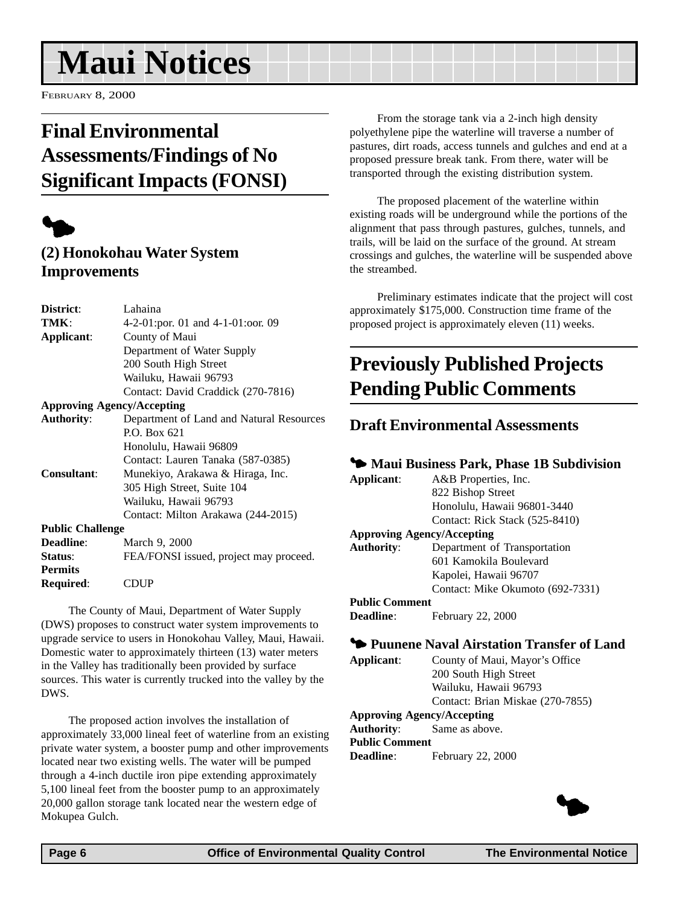# Maui Notices

February 8, 2000

## Final Environmental Assessments/Findings of No Significant Impacts (FONSI)

### (2) Honokohau Water System Improvements

**District**: Lahaina
**TMK**: 4-2-01:por. 01 and 4-1-01:oor. 09
**Applicant**: County of Maui
Department of Water Supply
200 South High Street
Wailuku, Hawaii 96793
Contact: David Craddick (270-7816)
**Approving Agency/Accepting Authority**: Department of Land and Natural Resources
P.O. Box 621
Honolulu, Hawaii 96809
Contact: Lauren Tanaka (587-0385)
**Consultant**: Munekiyo, Arakawa & Hiraga, Inc.
305 High Street, Suite 104
Wailuku, Hawaii 96793
Contact: Milton Arakawa (244-2015)
**Public Challenge Deadline**: March 9, 2000
**Status**: FEA/FONSI issued, project may proceed.
**Permits Required**: CDUP

The County of Maui, Department of Water Supply (DWS) proposes to construct water system improvements to upgrade service to users in Honokohau Valley, Maui, Hawaii. Domestic water to approximately thirteen (13) water meters in the Valley has traditionally been provided by surface sources. This water is currently trucked into the valley by the DWS.

The proposed action involves the installation of approximately 33,000 lineal feet of waterline from an existing private water system, a booster pump and other improvements located near two existing wells. The water will be pumped through a 4-inch ductile iron pipe extending approximately 5,100 lineal feet from the booster pump to an approximately 20,000 gallon storage tank located near the western edge of Mokupea Gulch.

From the storage tank via a 2-inch high density polyethylene pipe the waterline will traverse a number of pastures, dirt roads, access tunnels and gulches and end at a proposed pressure break tank. From there, water will be transported through the existing distribution system.

The proposed placement of the waterline within existing roads will be underground while the portions of the alignment that pass through pastures, gulches, tunnels, and trails, will be laid on the surface of the ground. At stream crossings and gulches, the waterline will be suspended above the streambed.

Preliminary estimates indicate that the project will cost approximately $175,000. Construction time frame of the proposed project is approximately eleven (11) weeks.

## Previously Published Projects Pending Public Comments

### Draft Environmental Assessments

#### Maui Business Park, Phase 1B Subdivision

**Applicant**: A&B Properties, Inc.
822 Bishop Street
Honolulu, Hawaii 96801-3440
Contact: Rick Stack (525-8410)
**Approving Agency/Accepting Authority**: Department of Transportation
601 Kamokila Boulevard
Kapolei, Hawaii 96707
Contact: Mike Okumoto (692-7331)
**Public Comment Deadline**: February 22, 2000

#### Puunene Naval Airstation Transfer of Land

**Applicant**: County of Maui, Mayor's Office
200 South High Street
Wailuku, Hawaii 96793
Contact: Brian Miskae (270-7855)
**Approving Agency/Accepting Authority**: Same as above.
**Public Comment Deadline**: February 22, 2000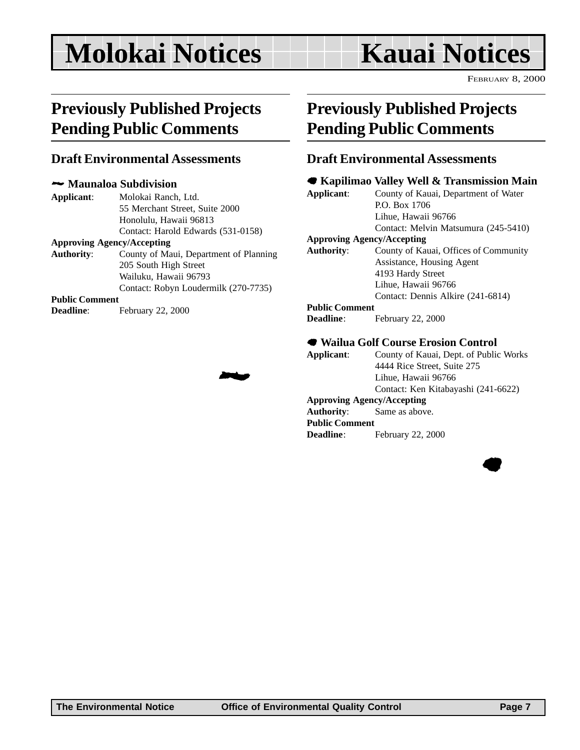# Molokai Notices

FEBRUARY 8, 2000

## Previously Published Projects Pending Public Comments

### Draft Environmental Assessments

**Maunaloa Subdivision**

**Applicant**: Molokai Ranch, Ltd.
55 Merchant Street, Suite 2000
Honolulu, Hawaii 96813
Contact: Harold Edwards (531-0158)

**Approving Agency/Accepting Authority**: County of Maui, Department of Planning
205 South High Street
Wailuku, Hawaii 96793
Contact: Robyn Loudermilk (270-7735)

**Public Comment Deadline**: February 22, 2000

# Kauai Notices

## Previously Published Projects Pending Public Comments

### Draft Environmental Assessments

**Kapilimao Valley Well & Transmission Main**

**Applicant**: County of Kauai, Department of Water
P.O. Box 1706
Lihue, Hawaii 96766
Contact: Melvin Matsumura (245-5410)

**Approving Agency/Accepting Authority**: County of Kauai, Offices of Community Assistance, Housing Agent
4193 Hardy Street
Lihue, Hawaii 96766
Contact: Dennis Alkire (241-6814)

**Public Comment Deadline**: February 22, 2000

**Wailua Golf Course Erosion Control**

**Applicant**: County of Kauai, Dept. of Public Works
4444 Rice Street, Suite 275
Lihue, Hawaii 96766
Contact: Ken Kitabayashi (241-6622)

**Approving Agency/Accepting Authority**: Same as above.

**Public Comment Deadline**: February 22, 2000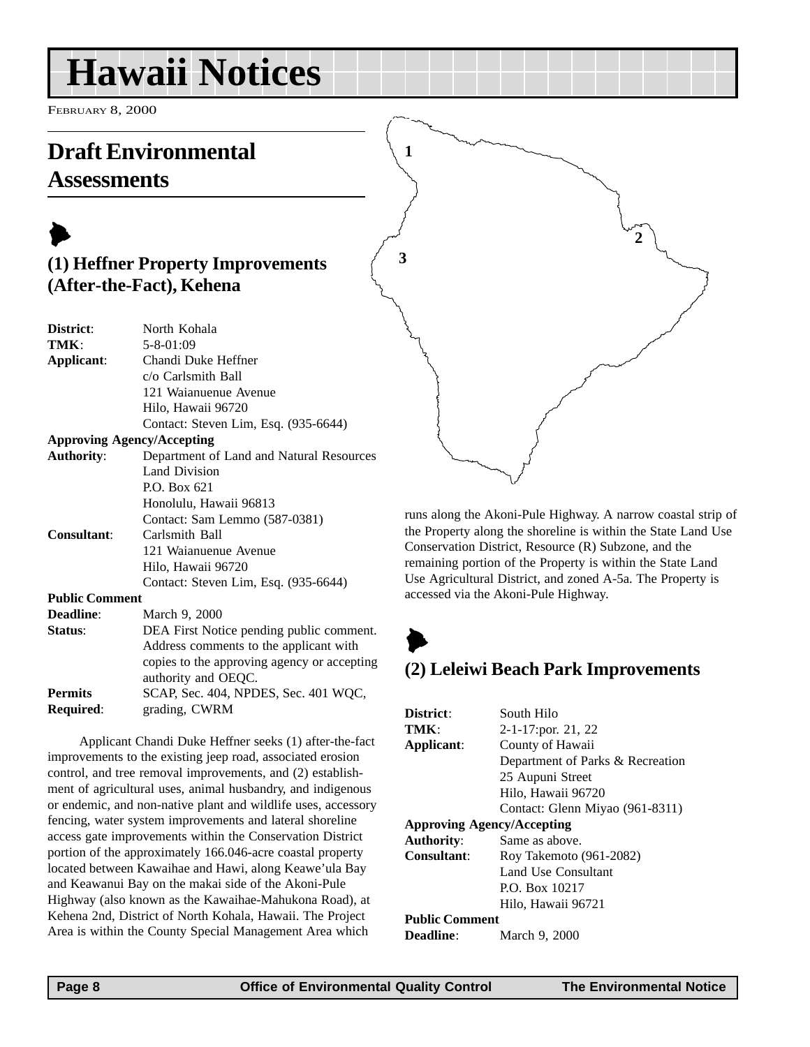# Hawaii Notices

FEBRUARY 8, 2000

## Draft Environmental Assessments

### (1) Heffner Property Improvements (After-the-Fact), Kehena

| | |
|---|---|
| **District**: | North Kohala |
| **TMK**: | 5-8-01:09 |
| **Applicant**: | Chandi Duke Heffner<br>c/o Carlsmith Ball<br>121 Waianuenue Avenue<br>Hilo, Hawaii 96720<br>Contact: Steven Lim, Esq. (935-6644) |
| **Approving Agency/Accepting Authority**: | Department of Land and Natural Resources<br>Land Division<br>P.O. Box 621<br>Honolulu, Hawaii 96813<br>Contact: Sam Lemmo (587-0381) |
| **Consultant**: | Carlsmith Ball<br>121 Waianuenue Avenue<br>Hilo, Hawaii 96720<br>Contact: Steven Lim, Esq. (935-6644) |
| **Public Comment Deadline**: | March 9, 2000 |
| **Status**: | DEA First Notice pending public comment. Address comments to the applicant with copies to the approving agency or accepting authority and OEQC. |
| **Permits Required**: | SCAP, Sec. 404, NPDES, Sec. 401 WQC, grading, CWRM |

Applicant Chandi Duke Heffner seeks (1) after-the-fact improvements to the existing jeep road, associated erosion control, and tree removal improvements, and (2) establishment of agricultural uses, animal husbandry, and indigenous or endemic, and non-native plant and wildlife uses, accessory fencing, water system improvements and lateral shoreline access gate improvements within the Conservation District portion of the approximately 166.046-acre coastal property located between Kawaihae and Hawi, along Keawe'ula Bay and Keawanui Bay on the makai side of the Akoni-Pule Highway (also known as the Kawaihae-Mahukona Road), at Kehena 2nd, District of North Kohala, Hawaii. The Project Area is within the County Special Management Area which runs along the Akoni-Pule Highway. A narrow coastal strip of the Property along the shoreline is within the State Land Use Conservation District, Resource (R) Subzone, and the remaining portion of the Property is within the State Land Use Agricultural District, and zoned A-5a. The Property is accessed via the Akoni-Pule Highway.

### (2) Leleiwi Beach Park Improvements

| | |
|---|---|
| **District**: | South Hilo |
| **TMK**: | 2-1-17:por. 21, 22 |
| **Applicant**: | County of Hawaii<br>Department of Parks & Recreation<br>25 Aupuni Street<br>Hilo, Hawaii 96720<br>Contact: Glenn Miyao (961-8311) |
| **Approving Agency/Accepting Authority**: | Same as above. |
| **Consultant**: | Roy Takemoto (961-2082)<br>Land Use Consultant<br>P.O. Box 10217<br>Hilo, Hawaii 96721 |
| **Public Comment Deadline**: | March 9, 2000 |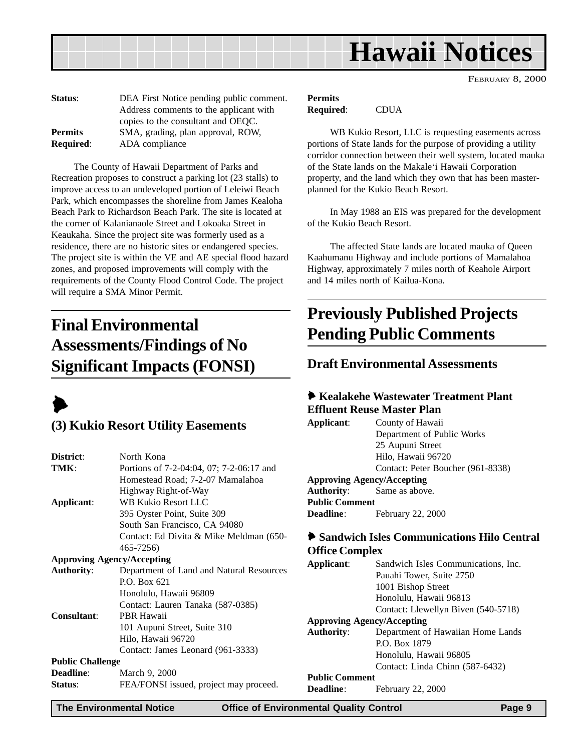**Status**: DEA First Notice pending public comment. Address comments to the applicant with copies to the consultant and OEQC.
**Permits Required**: SMA, grading, plan approval, ROW, ADA compliance

The County of Hawaii Department of Parks and Recreation proposes to construct a parking lot (23 stalls) to improve access to an undeveloped portion of Leleiwi Beach Park, which encompasses the shoreline from James Kealoha Beach Park to Richardson Beach Park. The site is located at the corner of Kalanianaole Street and Lokoaka Street in Keaukaha. Since the project site was formerly used as a residence, there are no historic sites or endangered species. The project site is within the VE and AE special flood hazard zones, and proposed improvements will comply with the requirements of the County Flood Control Code. The project will require a SMA Minor Permit.

## Final Environmental Assessments/Findings of No Significant Impacts (FONSI)

### (3) Kukio Resort Utility Easements

**District**: North Kona
**TMK**: Portions of 7-2-04:04, 07; 7-2-06:17 and Homestead Road; 7-2-07 Mamalahoa Highway Right-of-Way
**Applicant**: WB Kukio Resort LLC
395 Oyster Point, Suite 309
South San Francisco, CA 94080
Contact: Ed Divita & Mike Meldman (650-465-7256)
**Approving Agency/Accepting Authority**: Department of Land and Natural Resources
P.O. Box 621
Honolulu, Hawaii 96809
Contact: Lauren Tanaka (587-0385)
**Consultant**: PBR Hawaii
101 Aupuni Street, Suite 310
Hilo, Hawaii 96720
Contact: James Leonard (961-3333)
**Public Challenge Deadline**: March 9, 2000
**Status**: FEA/FONSI issued, project may proceed.
**Permits Required**: CDUA

WB Kukio Resort, LLC is requesting easements across portions of State lands for the purpose of providing a utility corridor connection between their well system, located mauka of the State lands on the Makale‘i Hawaii Corporation property, and the land which they own that has been master-planned for the Kukio Beach Resort.

In May 1988 an EIS was prepared for the development of the Kukio Beach Resort.

The affected State lands are located mauka of Queen Kaahumanu Highway and include portions of Mamalahoa Highway, approximately 7 miles north of Keahole Airport and 14 miles north of Kailua-Kona.

## Previously Published Projects Pending Public Comments

### Draft Environmental Assessments

#### Kealakehe Wastewater Treatment Plant Effluent Reuse Master Plan

**Applicant**: County of Hawaii
Department of Public Works
25 Aupuni Street
Hilo, Hawaii 96720
Contact: Peter Boucher (961-8338)
**Approving Agency/Accepting Authority**: Same as above.
**Public Comment Deadline**: February 22, 2000

#### Sandwich Isles Communications Hilo Central Office Complex

**Applicant**: Sandwich Isles Communications, Inc.
Pauahi Tower, Suite 2750
1001 Bishop Street
Honolulu, Hawaii 96813
Contact: Llewellyn Biven (540-5718)
**Approving Agency/Accepting Authority**: Department of Hawaiian Home Lands
P.O. Box 1879
Honolulu, Hawaii 96805
Contact: Linda Chinn (587-6432)
**Public Comment Deadline**: February 22, 2000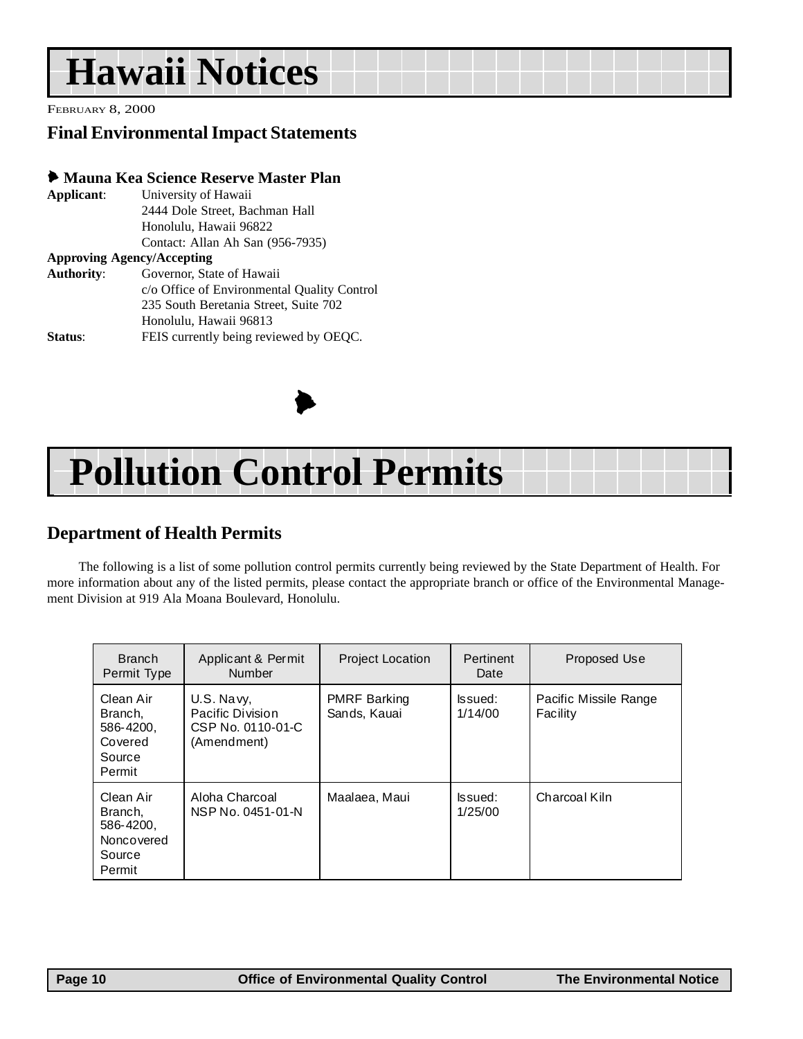# Hawaii Notices

FEBRUARY 8, 2000

## Final Environmental Impact Statements

### Mauna Kea Science Reserve Master Plan

**Applicant**: University of Hawaii
2444 Dole Street, Bachman Hall
Honolulu, Hawaii 96822
Contact: Allan Ah San (956-7935)

**Approving Agency/Accepting Authority**: Governor, State of Hawaii
c/o Office of Environmental Quality Control
235 South Beretania Street, Suite 702
Honolulu, Hawaii 96813

**Status**: FEIS currently being reviewed by OEQC.

# Pollution Control Permits

## Department of Health Permits

The following is a list of some pollution control permits currently being reviewed by the State Department of Health. For more information about any of the listed permits, please contact the appropriate branch or office of the Environmental Management Division at 919 Ala Moana Boulevard, Honolulu.

| Branch Permit Type | Applicant & Permit Number | Project Location | Pertinent Date | Proposed Use |
|---|---|---|---|---|
| Clean Air Branch, 586-4200, Covered Source Permit | U.S. Navy, Pacific Division CSP No. 0110-01-C (Amendment) | PMRF Barking Sands, Kauai | Issued: 1/14/00 | Pacific Missile Range Facility |
| Clean Air Branch, 586-4200, Noncovered Source Permit | Aloha Charcoal NSP No. 0451-01-N | Maalaea, Maui | Issued: 1/25/00 | Charcoal Kiln |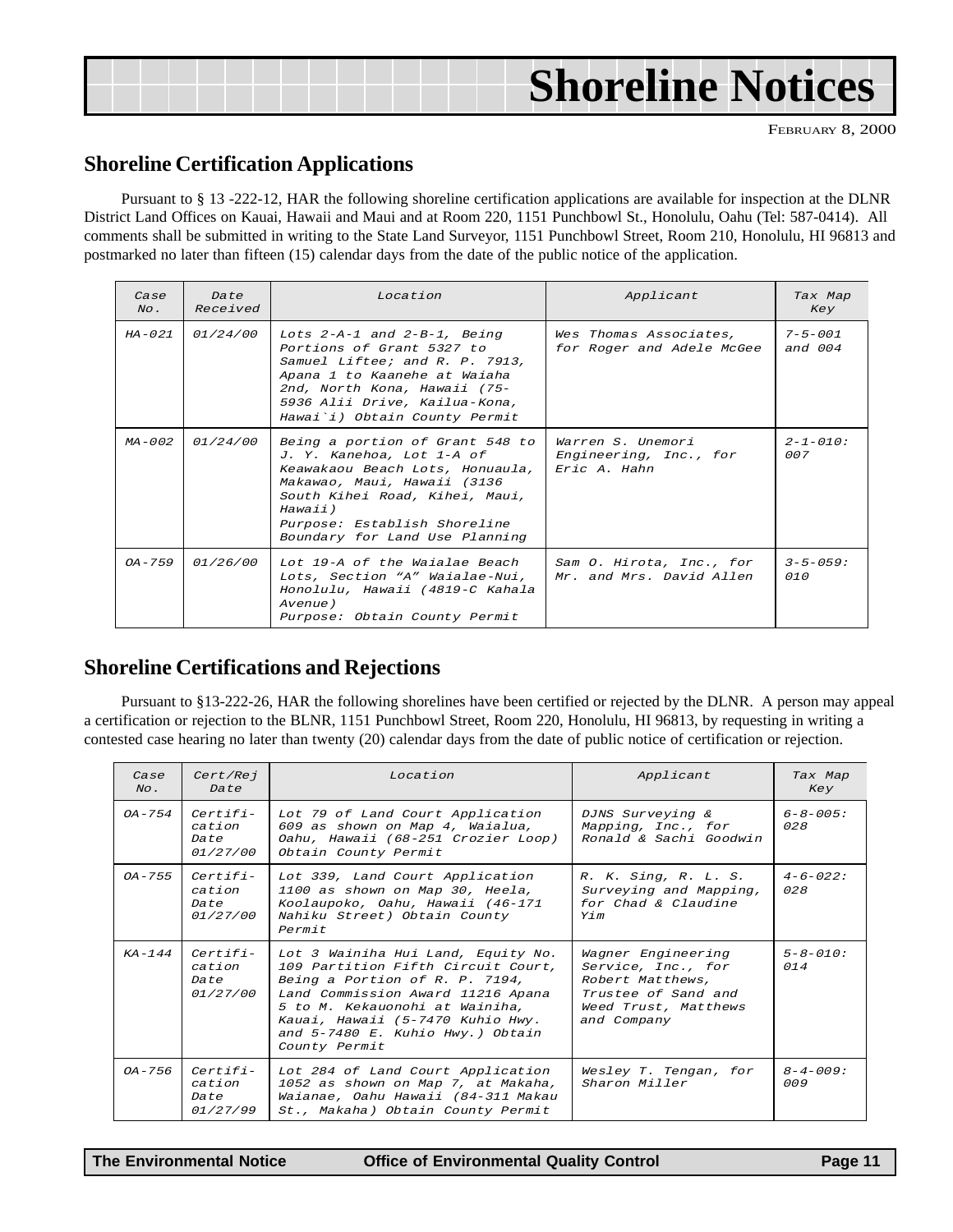# Shoreline Notices

FEBRUARY 8, 2000

## Shoreline Certification Applications

Pursuant to § 13 -222-12, HAR the following shoreline certification applications are available for inspection at the DLNR District Land Offices on Kauai, Hawaii and Maui and at Room 220, 1151 Punchbowl St., Honolulu, Oahu (Tel: 587-0414). All comments shall be submitted in writing to the State Land Surveyor, 1151 Punchbowl Street, Room 210, Honolulu, HI 96813 and postmarked no later than fifteen (15) calendar days from the date of the public notice of the application.

| Case No. | Date Received | Location | Applicant | Tax Map Key |
|---|---|---|---|---|
| HA-021 | 01/24/00 | Lots 2-A-1 and 2-B-1, Being Portions of Grant 5327 to Samuel Liftee; and R. P. 7913, Apana 1 to Kaanehe at Waiaha 2nd, North Kona, Hawaii (75-5936 Alii Drive, Kailua-Kona, Hawai`i) Obtain County Permit | Wes Thomas Associates, for Roger and Adele McGee | 7-5-001 and 004 |
| MA-002 | 01/24/00 | Being a portion of Grant 548 to J. Y. Kanehoa, Lot 1-A of Keawakaou Beach Lots, Honouaula, Makawao, Maui, Hawaii (3136 South Kihei Road, Kihei, Maui, Hawaii) Purpose: Establish Shoreline Boundary for Land Use Planning | Warren S. Unemori Engineering, Inc., for Eric A. Hahn | 2-1-010: 007 |
| OA-759 | 01/26/00 | Lot 19-A of the Waialae Beach Lots, Section "A" Waialae-Nui, Honolulu, Hawaii (4819-C Kahala Avenue) Purpose: Obtain County Permit | Sam O. Hirota, Inc., for Mr. and Mrs. David Allen | 3-5-059: 010 |

## Shoreline Certifications and Rejections

Pursuant to §13-222-26, HAR the following shorelines have been certified or rejected by the DLNR. A person may appeal a certification or rejection to the BLNR, 1151 Punchbowl Street, Room 220, Honolulu, HI 96813, by requesting in writing a contested case hearing no later than twenty (20) calendar days from the date of public notice of certification or rejection.

| Case No. | Cert/Rej Date | Location | Applicant | Tax Map Key |
|---|---|---|---|---|
| OA-754 | Certification Date 01/27/00 | Lot 79 of Land Court Application 609 as shown on Map 4, Waialua, Oahu, Hawaii (68-251 Crozier Loop) Obtain County Permit | DJNS Surveying & Mapping, Inc., for Ronald & Sachi Goodwin | 6-8-005: 028 |
| OA-755 | Certification Date 01/27/00 | Lot 339, Land Court Application 1100 as shown on Map 30, Heela, Koolaupoko, Oahu, Hawaii (46-171 Nahiku Street) Obtain County Permit | R. K. Sing, R. L. S. Surveying and Mapping, for Chad & Claudine Yim | 4-6-022: 028 |
| KA-144 | Certification Date 01/27/00 | Lot 3 Wainiha Hui Land, Equity No. 109 Partition Fifth Circuit Court, Being a Portion of R. P. 7194, Land Commission Award 11216 Apana 5 to M. Kekauonohi at Wainiha, Kauai, Hawaii (5-7470 Kuhio Hwy. and 5-7480 E. Kuhio Hwy.) Obtain County Permit | Wagner Engineering Service, Inc., for Robert Matthews, Trustee of Sand and Weed Trust, Matthews and Company | 5-8-010: 014 |
| OA-756 | Certification Date 01/27/99 | Lot 284 of Land Court Application 1052 as shown on Map 7, at Makaha, Waianae, Oahu Hawaii (84-311 Makau St., Makaha) Obtain County Permit | Wesley T. Tengan, for Sharon Miller | 8-4-009: 009 |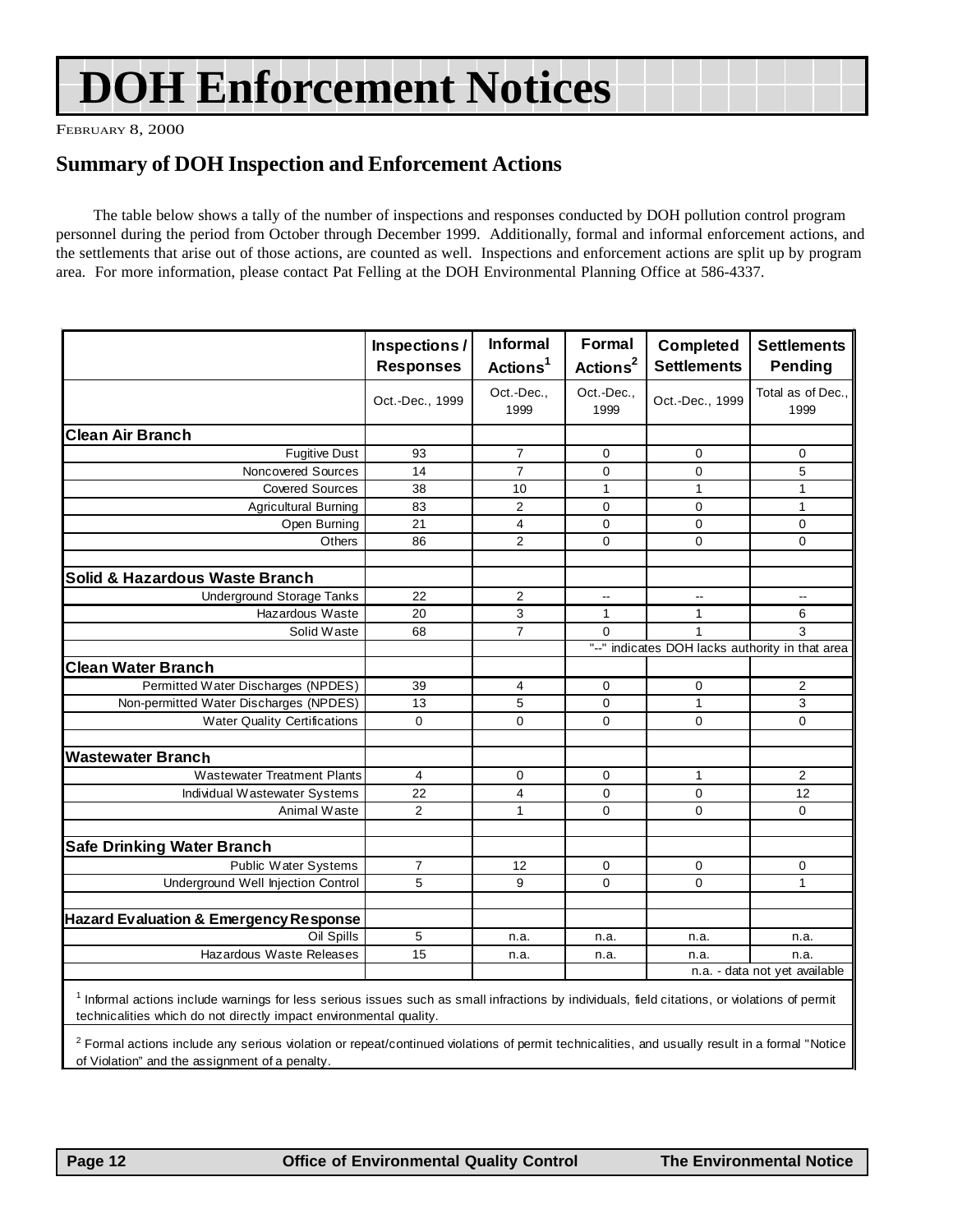# DOH Enforcement Notices

FEBRUARY 8, 2000

## Summary of DOH Inspection and Enforcement Actions

The table below shows a tally of the number of inspections and responses conducted by DOH pollution control program personnel during the period from October through December 1999. Additionally, formal and informal enforcement actions, and the settlements that arise out of those actions, are counted as well. Inspections and enforcement actions are split up by program area. For more information, please contact Pat Felling at the DOH Environmental Planning Office at 586-4337.

| | Inspections / Responses | Informal Actions[1] | Formal Actions[2] | Completed Settlements | Settlements Pending |
|---|---|---|---|---|---|
| | Oct.-Dec., 1999 | Oct.-Dec., 1999 | Oct.-Dec., 1999 | Oct.-Dec., 1999 | Total as of Dec., 1999 |
| **Clean Air Branch** | | | | | |
| Fugitive Dust | 93 | 7 | 0 | 0 | 0 |
| Noncovered Sources | 14 | 7 | 0 | 0 | 5 |
| Covered Sources | 38 | 10 | 1 | 1 | 1 |
| Agricultural Burning | 83 | 2 | 0 | 0 | 1 |
| Open Burning | 21 | 4 | 0 | 0 | 0 |
| Others | 86 | 2 | 0 | 0 | 0 |
| **Solid & Hazardous Waste Branch** | | | | | |
| Underground Storage Tanks | 22 | 2 | -- | -- | -- |
| Hazardous Waste | 20 | 3 | 1 | 1 | 6 |
| Solid Waste | 68 | 7 | 0 | 1 | 3 |
| | | | "--" indicates DOH lacks authority in that area | | |
| **Clean Water Branch** | | | | | |
| Permitted Water Discharges (NPDES) | 39 | 4 | 0 | 0 | 2 |
| Non-permitted Water Discharges (NPDES) | 13 | 5 | 0 | 1 | 3 |
| Water Quality Certifications | 0 | 0 | 0 | 0 | 0 |
| **Wastewater Branch** | | | | | |
| Wastewater Treatment Plants | 4 | 0 | 0 | 1 | 2 |
| Individual Wastewater Systems | 22 | 4 | 0 | 0 | 12 |
| Animal Waste | 2 | 1 | 0 | 0 | 0 |
| **Safe Drinking Water Branch** | | | | | |
| Public Water Systems | 7 | 12 | 0 | 0 | 0 |
| Underground Well Injection Control | 5 | 9 | 0 | 0 | 1 |
| **Hazard Evaluation & Emergency Response** | | | | | |
| Oil Spills | 5 | n.a. | n.a. | n.a. | n.a. |
| Hazardous Waste Releases | 15 | n.a. | n.a. | n.a. | n.a. |
| | | | | n.a. - data not yet available | |

[1] Informal actions include warnings for less serious issues such as small infractions by individuals, field citations, or violations of permit technicalities which do not directly impact environmental quality.

[2] Formal actions include any serious violation or repeat/continued violations of permit technicalities, and usually result in a formal "Notice of Violation" and the assignment of a penalty.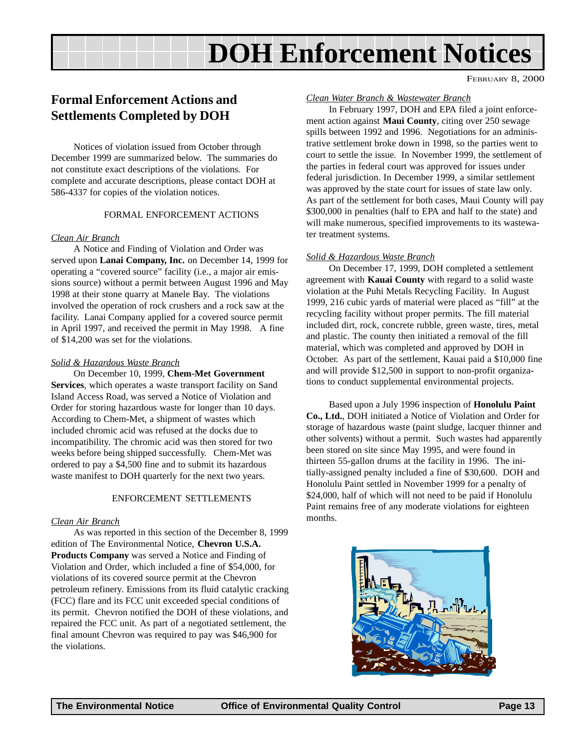# DOH Enforcement Notices

FEBRUARY 8, 2000

## Formal Enforcement Actions and Settlements Completed by DOH

Notices of violation issued from October through December 1999 are summarized below. The summaries do not constitute exact descriptions of the violations. For complete and accurate descriptions, please contact DOH at 586-4337 for copies of the violation notices.

FORMAL ENFORCEMENT ACTIONS

*Clean Air Branch*

A Notice and Finding of Violation and Order was served upon **Lanai Company, Inc.** on December 14, 1999 for operating a "covered source" facility (i.e., a major air emissions source) without a permit between August 1996 and May 1998 at their stone quarry at Manele Bay. The violations involved the operation of rock crushers and a rock saw at the facility. Lanai Company applied for a covered source permit in April 1997, and received the permit in May 1998. A fine of $14,200 was set for the violations.

*Solid & Hazardous Waste Branch*

On December 10, 1999, **Chem-Met Government Services**, which operates a waste transport facility on Sand Island Access Road, was served a Notice of Violation and Order for storing hazardous waste for longer than 10 days. According to Chem-Met, a shipment of wastes which included chromic acid was refused at the docks due to incompatibility. The chromic acid was then stored for two weeks before being shipped successfully. Chem-Met was ordered to pay a $4,500 fine and to submit its hazardous waste manifest to DOH quarterly for the next two years.

ENFORCEMENT SETTLEMENTS

*Clean Air Branch*

As was reported in this section of the December 8, 1999 edition of The Environmental Notice, **Chevron U.S.A. Products Company** was served a Notice and Finding of Violation and Order, which included a fine of $54,000, for violations of its covered source permit at the Chevron petroleum refinery. Emissions from its fluid catalytic cracking (FCC) flare and its FCC unit exceeded special conditions of its permit. Chevron notified the DOH of these violations, and repaired the FCC unit. As part of a negotiated settlement, the final amount Chevron was required to pay was $46,900 for the violations.

*Clean Water Branch & Wastewater Branch*

In February 1997, DOH and EPA filed a joint enforcement action against **Maui County**, citing over 250 sewage spills between 1992 and 1996. Negotiations for an administrative settlement broke down in 1998, so the parties went to court to settle the issue. In November 1999, the settlement of the parties in federal court was approved for issues under federal jurisdiction. In December 1999, a similar settlement was approved by the state court for issues of state law only. As part of the settlement for both cases, Maui County will pay $300,000 in penalties (half to EPA and half to the state) and will make numerous, specified improvements to its wastewater treatment systems.

*Solid & Hazardous Waste Branch*

On December 17, 1999, DOH completed a settlement agreement with **Kauai County** with regard to a solid waste violation at the Puhi Metals Recycling Facility. In August 1999, 216 cubic yards of material were placed as "fill" at the recycling facility without proper permits. The fill material included dirt, rock, concrete rubble, green waste, tires, metal and plastic. The county then initiated a removal of the fill material, which was completed and approved by DOH in October. As part of the settlement, Kauai paid a $10,000 fine and will provide $12,500 in support to non-profit organizations to conduct supplemental environmental projects.

Based upon a July 1996 inspection of **Honolulu Paint Co., Ltd.**, DOH initiated a Notice of Violation and Order for storage of hazardous waste (paint sludge, lacquer thinner and other solvents) without a permit. Such wastes had apparently been stored on site since May 1995, and were found in thirteen 55-gallon drums at the facility in 1996. The initially-assigned penalty included a fine of $30,600. DOH and Honolulu Paint settled in November 1999 for a penalty of $24,000, half of which will not need to be paid if Honolulu Paint remains free of any moderate violations for eighteen months.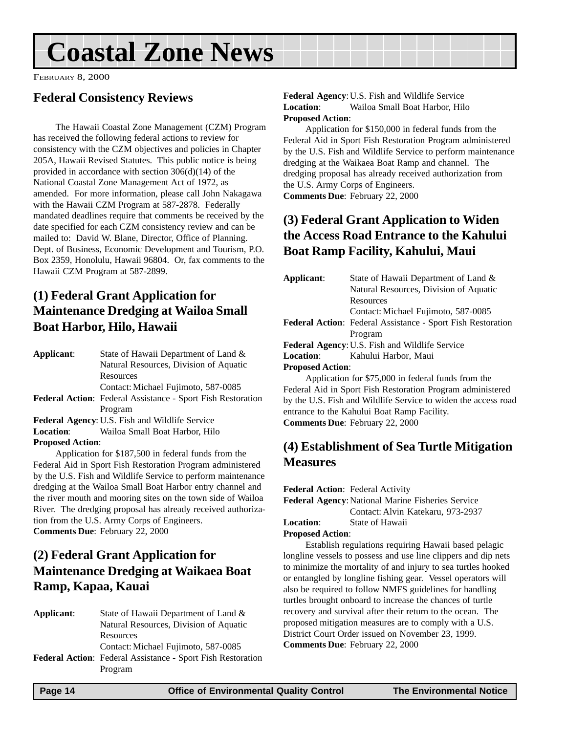# Coastal Zone News

February 8, 2000

## Federal Consistency Reviews

The Hawaii Coastal Zone Management (CZM) Program has received the following federal actions to review for consistency with the CZM objectives and policies in Chapter 205A, Hawaii Revised Statutes. This public notice is being provided in accordance with section 306(d)(14) of the National Coastal Zone Management Act of 1972, as amended. For more information, please call John Nakagawa with the Hawaii CZM Program at 587-2878. Federally mandated deadlines require that comments be received by the date specified for each CZM consistency review and can be mailed to: David W. Blane, Director, Office of Planning. Dept. of Business, Economic Development and Tourism, P.O. Box 2359, Honolulu, Hawaii 96804. Or, fax comments to the Hawaii CZM Program at 587-2899.

### (1) Federal Grant Application for Maintenance Dredging at Wailoa Small Boat Harbor, Hilo, Hawaii

**Applicant**: State of Hawaii Department of Land & Natural Resources, Division of Aquatic Resources
Contact: Michael Fujimoto, 587-0085

**Federal Action**: Federal Assistance - Sport Fish Restoration Program

**Federal Agency**: U.S. Fish and Wildlife Service

**Location**: Wailoa Small Boat Harbor, Hilo

**Proposed Action**:

Application for $187,500 in federal funds from the Federal Aid in Sport Fish Restoration Program administered by the U.S. Fish and Wildlife Service to perform maintenance dredging at the Wailoa Small Boat Harbor entry channel and the river mouth and mooring sites on the town side of Wailoa River. The dredging proposal has already received authorization from the U.S. Army Corps of Engineers.

**Comments Due**: February 22, 2000

### (2) Federal Grant Application for Maintenance Dredging at Waikaea Boat Ramp, Kapaa, Kauai

**Applicant**: State of Hawaii Department of Land & Natural Resources, Division of Aquatic Resources
Contact: Michael Fujimoto, 587-0085

**Federal Action**: Federal Assistance - Sport Fish Restoration Program

**Federal Agency**: U.S. Fish and Wildlife Service

**Location**: Wailoa Small Boat Harbor, Hilo

**Proposed Action**:

Application for $150,000 in federal funds from the Federal Aid in Sport Fish Restoration Program administered by the U.S. Fish and Wildlife Service to perform maintenance dredging at the Waikaea Boat Ramp and channel. The dredging proposal has already received authorization from the U.S. Army Corps of Engineers.

**Comments Due**: February 22, 2000

### (3) Federal Grant Application to Widen the Access Road Entrance to the Kahului Boat Ramp Facility, Kahului, Maui

**Applicant**: State of Hawaii Department of Land & Natural Resources, Division of Aquatic Resources
Contact: Michael Fujimoto, 587-0085

**Federal Action**: Federal Assistance - Sport Fish Restoration Program

**Federal Agency**: U.S. Fish and Wildlife Service

**Location**: Kahului Harbor, Maui

**Proposed Action**:

Application for $75,000 in federal funds from the Federal Aid in Sport Fish Restoration Program administered by the U.S. Fish and Wildlife Service to widen the access road entrance to the Kahului Boat Ramp Facility.

**Comments Due**: February 22, 2000

### (4) Establishment of Sea Turtle Mitigation Measures

**Federal Action**: Federal Activity

**Federal Agency**: National Marine Fisheries Service
Contact: Alvin Katekaru, 973-2937

**Location**: State of Hawaii

**Proposed Action**:

Establish regulations requiring Hawaii based pelagic longline vessels to possess and use line clippers and dip nets to minimize the mortality of and injury to sea turtles hooked or entangled by longline fishing gear. Vessel operators will also be required to follow NMFS guidelines for handling turtles brought onboard to increase the chances of turtle recovery and survival after their return to the ocean. The proposed mitigation measures are to comply with a U.S. District Court Order issued on November 23, 1999.

**Comments Due**: February 22, 2000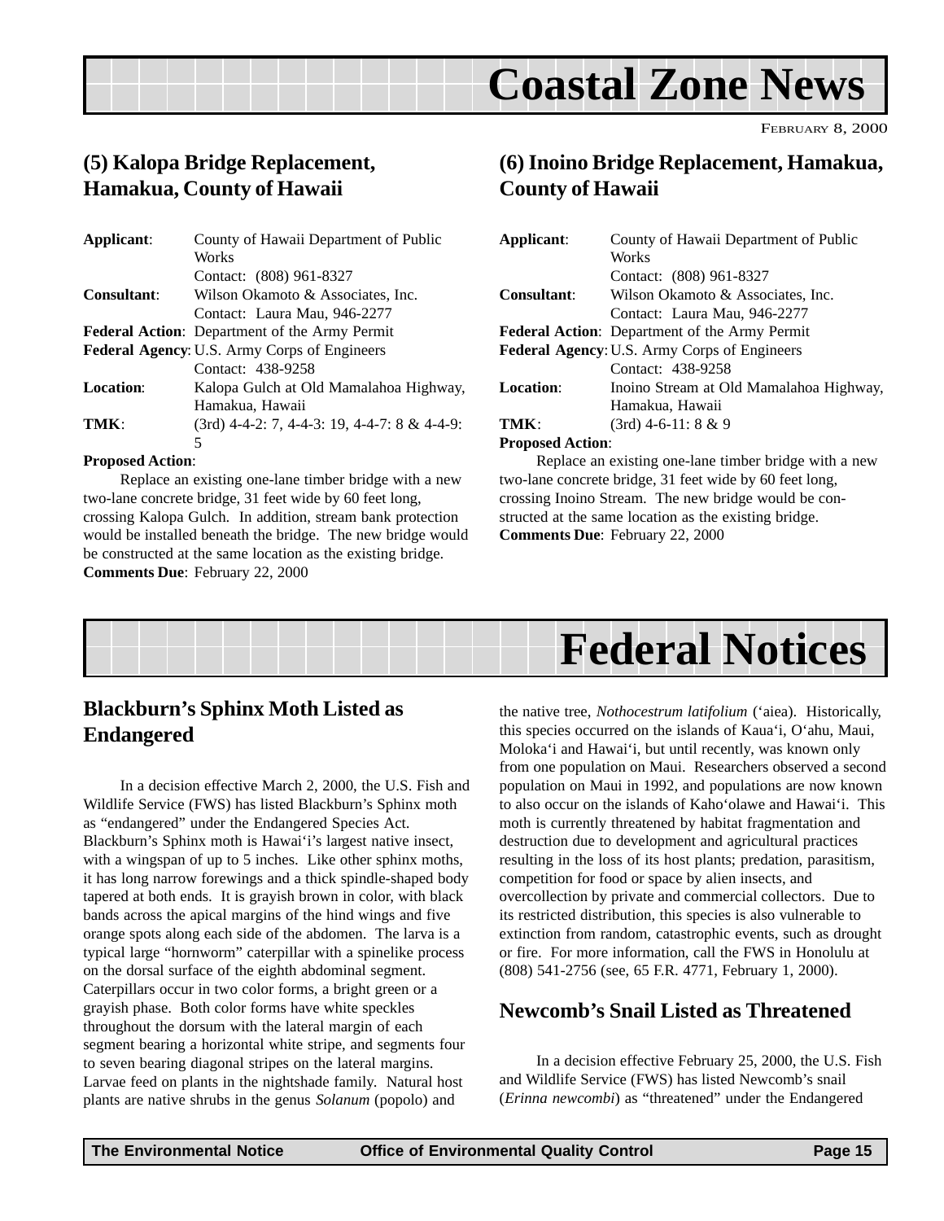# Coastal Zone News

FEBRUARY 8, 2000

## (5) Kalopa Bridge Replacement, Hamakua, County of Hawaii

**Applicant**: County of Hawaii Department of Public Works
Contact: (808) 961-8327

**Consultant**: Wilson Okamoto & Associates, Inc.
Contact: Laura Mau, 946-2277

**Federal Action**: Department of the Army Permit

**Federal Agency**: U.S. Army Corps of Engineers
Contact: 438-9258

**Location**: Kalopa Gulch at Old Mamalahoa Highway, Hamakua, Hawaii

**TMK**: (3rd) 4-4-2: 7, 4-4-3: 19, 4-4-7: 8 & 4-4-9: 5

**Proposed Action**:

Replace an existing one-lane timber bridge with a new two-lane concrete bridge, 31 feet wide by 60 feet long, crossing Kalopa Gulch. In addition, stream bank protection would be installed beneath the bridge. The new bridge would be constructed at the same location as the existing bridge.

**Comments Due**: February 22, 2000

## (6) Inoino Bridge Replacement, Hamakua, County of Hawaii

**Applicant**: County of Hawaii Department of Public Works
Contact: (808) 961-8327

**Consultant**: Wilson Okamoto & Associates, Inc.
Contact: Laura Mau, 946-2277

**Federal Action**: Department of the Army Permit

**Federal Agency**: U.S. Army Corps of Engineers
Contact: 438-9258

**Location**: Inoino Stream at Old Mamalahoa Highway, Hamakua, Hawaii

**TMK**: (3rd) 4-6-11: 8 & 9

**Proposed Action**:

Replace an existing one-lane timber bridge with a new two-lane concrete bridge, 31 feet wide by 60 feet long, crossing Inoino Stream. The new bridge would be constructed at the same location as the existing bridge.

**Comments Due**: February 22, 2000

# Federal Notices

## Blackburn's Sphinx Moth Listed as Endangered

In a decision effective March 2, 2000, the U.S. Fish and Wildlife Service (FWS) has listed Blackburn's Sphinx moth as "endangered" under the Endangered Species Act. Blackburn's Sphinx moth is Hawai'i's largest native insect, with a wingspan of up to 5 inches. Like other sphinx moths, it has long narrow forewings and a thick spindle-shaped body tapered at both ends. It is grayish brown in color, with black bands across the apical margins of the hind wings and five orange spots along each side of the abdomen. The larva is a typical large "hornworm" caterpillar with a spinelike process on the dorsal surface of the eighth abdominal segment. Caterpillars occur in two color forms, a bright green or a grayish phase. Both color forms have white speckles throughout the dorsum with the lateral margin of each segment bearing a horizontal white stripe, and segments four to seven bearing diagonal stripes on the lateral margins. Larvae feed on plants in the nightshade family. Natural host plants are native shrubs in the genus *Solanum* (popolo) and the native tree, *Nothocestrum latifolium* ('aiea). Historically, this species occurred on the islands of Kaua'i, O'ahu, Maui, Moloka'i and Hawai'i, but until recently, was known only from one population on Maui. Researchers observed a second population on Maui in 1992, and populations are now known to also occur on the islands of Kaho'olawe and Hawai'i. This moth is currently threatened by habitat fragmentation and destruction due to development and agricultural practices resulting in the loss of its host plants; predation, parasitism, competition for food or space by alien insects, and overcollection by private and commercial collectors. Due to its restricted distribution, this species is also vulnerable to extinction from random, catastrophic events, such as drought or fire. For more information, call the FWS in Honolulu at (808) 541-2756 (see, 65 F.R. 4771, February 1, 2000).

## Newcomb's Snail Listed as Threatened

In a decision effective February 25, 2000, the U.S. Fish and Wildlife Service (FWS) has listed Newcomb's snail (*Erinna newcombi*) as "threatened" under the Endangered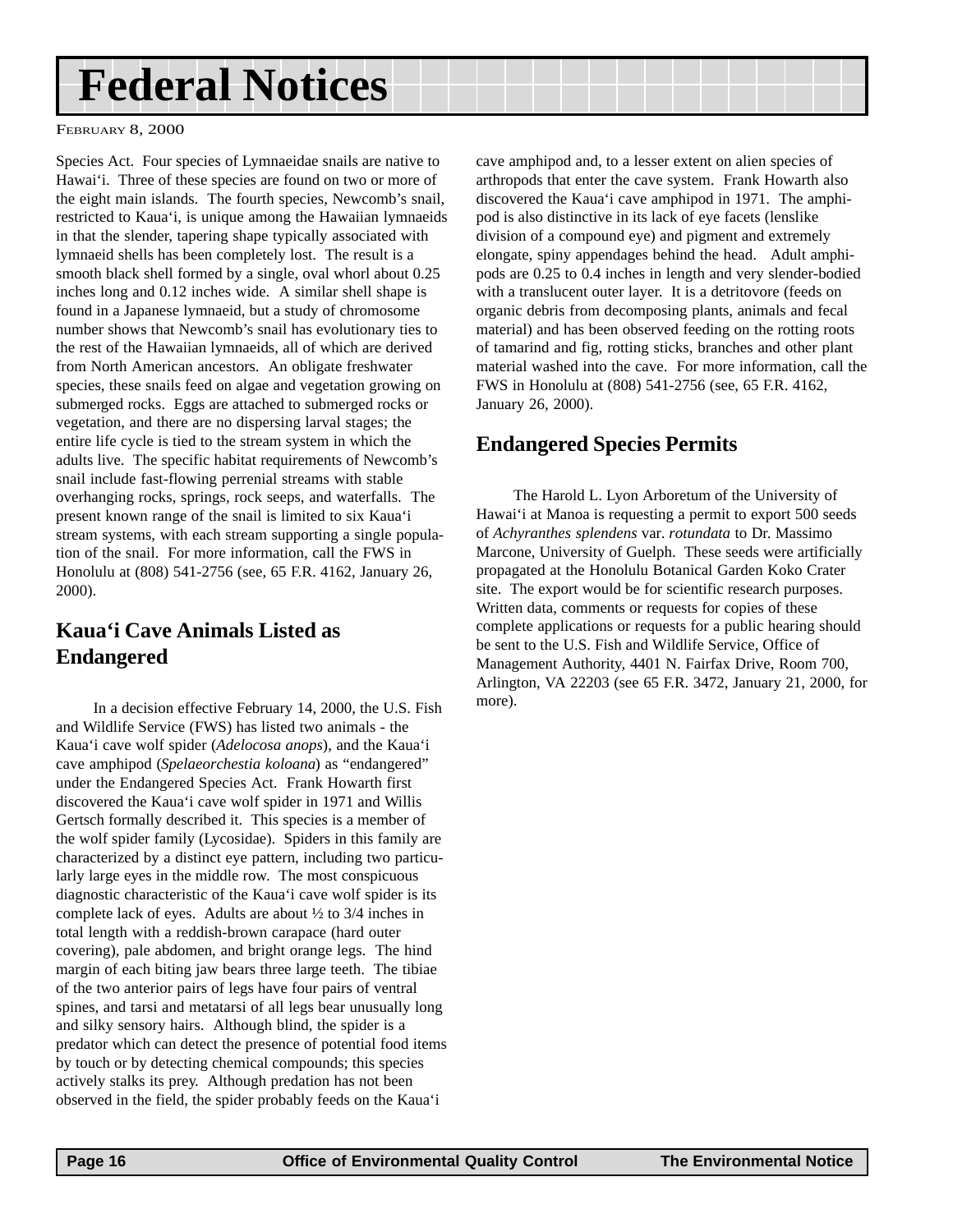# Federal Notices

FEBRUARY 8, 2000

Species Act. Four species of Lymnaeidae snails are native to Hawai'i. Three of these species are found on two or more of the eight main islands. The fourth species, Newcomb's snail, restricted to Kaua'i, is unique among the Hawaiian lymnaeids in that the slender, tapering shape typically associated with lymnaeid shells has been completely lost. The result is a smooth black shell formed by a single, oval whorl about 0.25 inches long and 0.12 inches wide. A similar shell shape is found in a Japanese lymnaeid, but a study of chromosome number shows that Newcomb's snail has evolutionary ties to the rest of the Hawaiian lymnaeids, all of which are derived from North American ancestors. An obligate freshwater species, these snails feed on algae and vegetation growing on submerged rocks. Eggs are attached to submerged rocks or vegetation, and there are no dispersing larval stages; the entire life cycle is tied to the stream system in which the adults live. The specific habitat requirements of Newcomb's snail include fast-flowing perrenial streams with stable overhanging rocks, springs, rock seeps, and waterfalls. The present known range of the snail is limited to six Kaua'i stream systems, with each stream supporting a single population of the snail. For more information, call the FWS in Honolulu at (808) 541-2756 (see, 65 F.R. 4162, January 26, 2000).

## Kaua'i Cave Animals Listed as Endangered

In a decision effective February 14, 2000, the U.S. Fish and Wildlife Service (FWS) has listed two animals - the Kaua'i cave wolf spider (*Adelocosa anops*), and the Kaua'i cave amphipod (*Spelaeorchestia koloana*) as "endangered" under the Endangered Species Act. Frank Howarth first discovered the Kaua'i cave wolf spider in 1971 and Willis Gertsch formally described it. This species is a member of the wolf spider family (Lycosidae). Spiders in this family are characterized by a distinct eye pattern, including two particularly large eyes in the middle row. The most conspicuous diagnostic characteristic of the Kaua'i cave wolf spider is its complete lack of eyes. Adults are about ½ to 3/4 inches in total length with a reddish-brown carapace (hard outer covering), pale abdomen, and bright orange legs. The hind margin of each biting jaw bears three large teeth. The tibiae of the two anterior pairs of legs have four pairs of ventral spines, and tarsi and metatarsi of all legs bear unusually long and silky sensory hairs. Although blind, the spider is a predator which can detect the presence of potential food items by touch or by detecting chemical compounds; this species actively stalks its prey. Although predation has not been observed in the field, the spider probably feeds on the Kaua'i cave amphipod and, to a lesser extent on alien species of arthropods that enter the cave system. Frank Howarth also discovered the Kaua'i cave amphipod in 1971. The amphipod is also distinctive in its lack of eye facets (lenslike division of a compound eye) and pigment and extremely elongate, spiny appendages behind the head. Adult amphipods are 0.25 to 0.4 inches in length and very slender-bodied with a translucent outer layer. It is a detritovore (feeds on organic debris from decomposing plants, animals and fecal material) and has been observed feeding on the rotting roots of tamarind and fig, rotting sticks, branches and other plant material washed into the cave. For more information, call the FWS in Honolulu at (808) 541-2756 (see, 65 F.R. 4162, January 26, 2000).

## Endangered Species Permits

The Harold L. Lyon Arboretum of the University of Hawai'i at Manoa is requesting a permit to export 500 seeds of *Achyranthes splendens* var. *rotundata* to Dr. Massimo Marcone, University of Guelph. These seeds were artificially propagated at the Honolulu Botanical Garden Koko Crater site. The export would be for scientific research purposes. Written data, comments or requests for copies of these complete applications or requests for a public hearing should be sent to the U.S. Fish and Wildlife Service, Office of Management Authority, 4401 N. Fairfax Drive, Room 700, Arlington, VA 22203 (see 65 F.R. 3472, January 21, 2000, for more).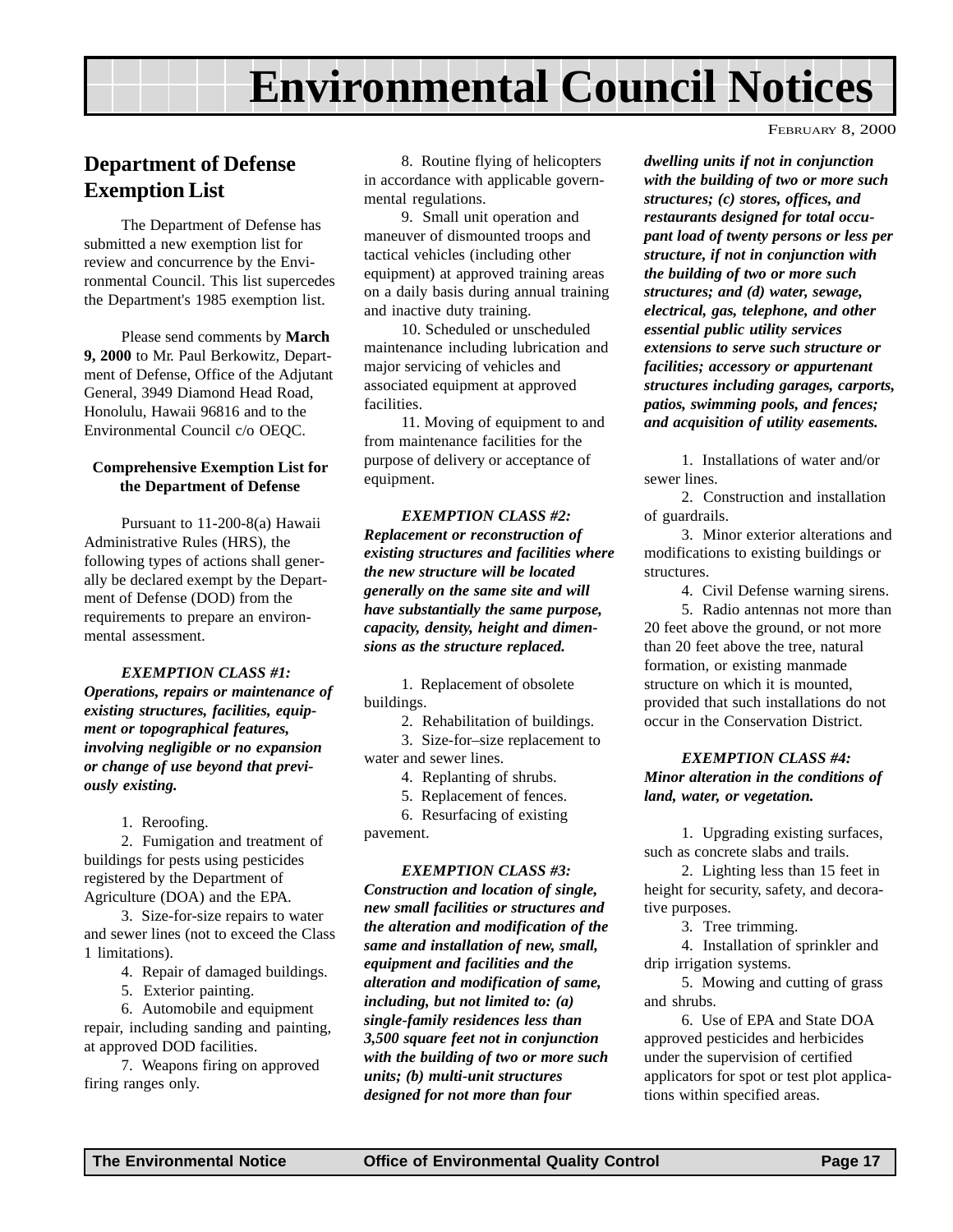# Environmental Council Notices

FEBRUARY 8, 2000

## Department of Defense Exemption List

The Department of Defense has submitted a new exemption list for review and concurrence by the Environmental Council. This list supercedes the Department's 1985 exemption list.

Please send comments by **March 9, 2000** to Mr. Paul Berkowitz, Department of Defense, Office of the Adjutant General, 3949 Diamond Head Road, Honolulu, Hawaii 96816 and to the Environmental Council c/o OEQC.

### Comprehensive Exemption List for the Department of Defense

Pursuant to 11-200-8(a) Hawaii Administrative Rules (HRS), the following types of actions shall generally be declared exempt by the Department of Defense (DOD) from the requirements to prepare an environmental assessment.

***EXEMPTION CLASS #1: Operations, repairs or maintenance of existing structures, facilities, equipment or topographical features, involving negligible or no expansion or change of use beyond that previously existing.***

1. Reroofing.
2. Fumigation and treatment of buildings for pests using pesticides registered by the Department of Agriculture (DOA) and the EPA.
3. Size-for-size repairs to water and sewer lines (not to exceed the Class 1 limitations).
4. Repair of damaged buildings.
5. Exterior painting.
6. Automobile and equipment repair, including sanding and painting, at approved DOD facilities.
7. Weapons firing on approved firing ranges only.
8. Routine flying of helicopters in accordance with applicable governmental regulations.
9. Small unit operation and maneuver of dismounted troops and tactical vehicles (including other equipment) at approved training areas on a daily basis during annual training and inactive duty training.
10. Scheduled or unscheduled maintenance including lubrication and major servicing of vehicles and associated equipment at approved facilities.
11. Moving of equipment to and from maintenance facilities for the purpose of delivery or acceptance of equipment.

***EXEMPTION CLASS #2: Replacement or reconstruction of existing structures and facilities where the new structure will be located generally on the same site and will have substantially the same purpose, capacity, density, height and dimensions as the structure replaced.***

1. Replacement of obsolete buildings.
2. Rehabilitation of buildings.
3. Size-for–size replacement to water and sewer lines.
4. Replanting of shrubs.
5. Replacement of fences.
6. Resurfacing of existing pavement.

***EXEMPTION CLASS #3: Construction and location of single, new small facilities or structures and the alteration and modification of the same and installation of new, small, equipment and facilities and the alteration and modification of same, including, but not limited to: (a) single-family residences less than 3,500 square feet not in conjunction with the building of two or more such units; (b) multi-unit structures designed for not more than four dwelling units if not in conjunction with the building of two or more such structures; (c) stores, offices, and restaurants designed for total occupant load of twenty persons or less per structure, if not in conjunction with the building of two or more such structures; and (d) water, sewage, electrical, gas, telephone, and other essential public utility services extensions to serve such structure or facilities; accessory or appurtenant structures including garages, carports, patios, swimming pools, and fences; and acquisition of utility easements.***

1. Installations of water and/or sewer lines.
2. Construction and installation of guardrails.
3. Minor exterior alterations and modifications to existing buildings or structures.
4. Civil Defense warning sirens.
5. Radio antennas not more than 20 feet above the ground, or not more than 20 feet above the tree, natural formation, or existing manmade structure on which it is mounted, provided that such installations do not occur in the Conservation District.

***EXEMPTION CLASS #4: Minor alteration in the conditions of land, water, or vegetation.***

1. Upgrading existing surfaces, such as concrete slabs and trails.
2. Lighting less than 15 feet in height for security, safety, and decorative purposes.
3. Tree trimming.
4. Installation of sprinkler and drip irrigation systems.
5. Mowing and cutting of grass and shrubs.
6. Use of EPA and State DOA approved pesticides and herbicides under the supervision of certified applicators for spot or test plot applications within specified areas.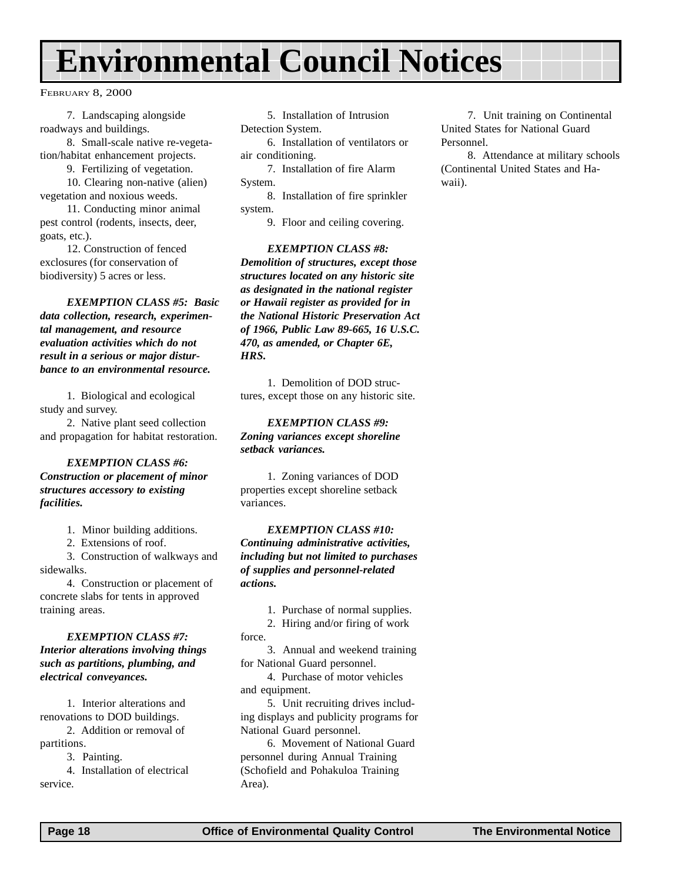7. Landscaping alongside roadways and buildings.

8. Small-scale native re-vegetation/habitat enhancement projects.

9. Fertilizing of vegetation.

10. Clearing non-native (alien) vegetation and noxious weeds.

11. Conducting minor animal pest control (rodents, insects, deer, goats, etc.).

12. Construction of fenced exclosures (for conservation of biodiversity) 5 acres or less.

***EXEMPTION CLASS #5: Basic data collection, research, experimental management, and resource evaluation activities which do not result in a serious or major disturbance to an environmental resource.***

1. Biological and ecological study and survey.

2. Native plant seed collection and propagation for habitat restoration.

***EXEMPTION CLASS #6: Construction or placement of minor structures accessory to existing facilities.***

1. Minor building additions.

2. Extensions of roof.

3. Construction of walkways and sidewalks.

4. Construction or placement of concrete slabs for tents in approved training areas.

***EXEMPTION CLASS #7: Interior alterations involving things such as partitions, plumbing, and electrical conveyances.***

1. Interior alterations and renovations to DOD buildings.

2. Addition or removal of partitions.

3. Painting.

4. Installation of electrical service.

5. Installation of Intrusion Detection System.

6. Installation of ventilators or air conditioning.

7. Installation of fire Alarm System.

8. Installation of fire sprinkler system.

9. Floor and ceiling covering.

***EXEMPTION CLASS #8: Demolition of structures, except those structures located on any historic site as designated in the national register or Hawaii register as provided for in the National Historic Preservation Act of 1966, Public Law 89-665, 16 U.S.C. 470, as amended, or Chapter 6E, HRS.***

1. Demolition of DOD structures, except those on any historic site.

***EXEMPTION CLASS #9: Zoning variances except shoreline setback variances.***

1. Zoning variances of DOD properties except shoreline setback variances.

***EXEMPTION CLASS #10: Continuing administrative activities, including but not limited to purchases of supplies and personnel-related actions.***

1. Purchase of normal supplies.

2. Hiring and/or firing of work force.

3. Annual and weekend training for National Guard personnel.

4. Purchase of motor vehicles and equipment.

5. Unit recruiting drives including displays and publicity programs for National Guard personnel.

6. Movement of National Guard personnel during Annual Training (Schofield and Pohakuloa Training Area).

7. Unit training on Continental United States for National Guard Personnel.

8. Attendance at military schools (Continental United States and Hawaii).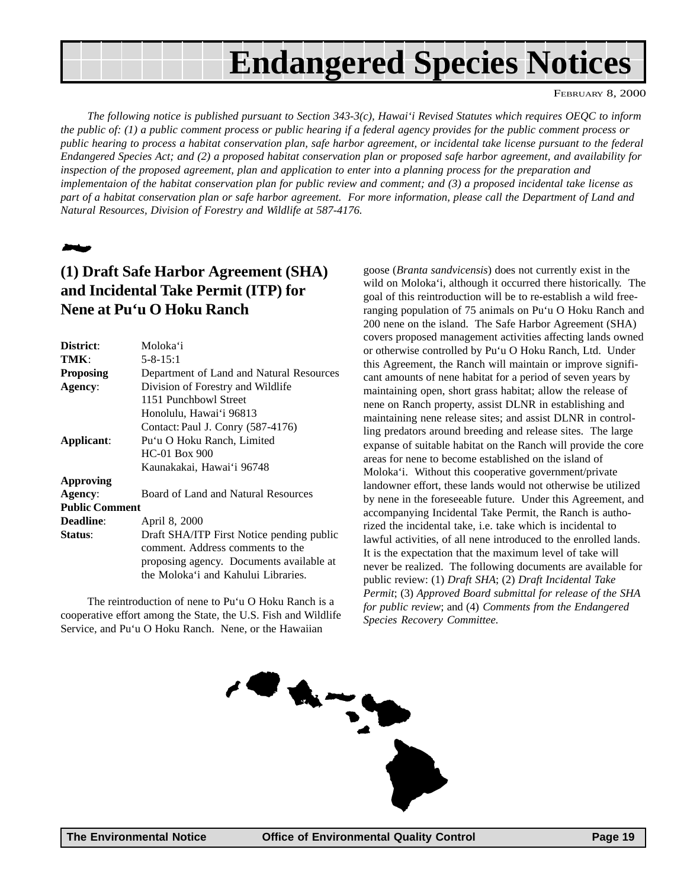# Endangered Species Notices

FEBRUARY 8, 2000

*The following notice is published pursuant to Section 343-3(c), Hawai'i Revised Statutes which requires OEQC to inform the public of: (1) a public comment process or public hearing if a federal agency provides for the public comment process or public hearing to process a habitat conservation plan, safe harbor agreement, or incidental take license pursuant to the federal Endangered Species Act; and (2) a proposed habitat conservation plan or proposed safe harbor agreement, and availability for inspection of the proposed agreement, plan and application to enter into a planning process for the preparation and implementaion of the habitat conservation plan for public review and comment; and (3) a proposed incidental take license as part of a habitat conservation plan or safe harbor agreement. For more information, please call the Department of Land and Natural Resources, Division of Forestry and Wildlife at 587-4176.*

## (1) Draft Safe Harbor Agreement (SHA) and Incidental Take Permit (ITP) for Nene at Pu'u O Hoku Ranch

| | |
|---|---|
| **District**: | Moloka'i |
| **TMK**: | 5-8-15:1 |
| **Proposing Agency**: | Department of Land and Natural Resources<br>Division of Forestry and Wildlife<br>1151 Punchbowl Street<br>Honolulu, Hawai'i 96813<br>Contact: Paul J. Conry (587-4176) |
| **Applicant**: | Pu'u O Hoku Ranch, Limited<br>HC-01 Box 900<br>Kaunakakai, Hawai'i 96748 |
| **Approving Agency**: | Board of Land and Natural Resources |
| **Public Comment Deadline**: | April 8, 2000 |
| **Status**: | Draft SHA/ITP First Notice pending public comment. Address comments to the proposing agency. Documents available at the Moloka'i and Kahului Libraries. |

The reintroduction of nene to Pu'u O Hoku Ranch is a cooperative effort among the State, the U.S. Fish and Wildlife Service, and Pu'u O Hoku Ranch. Nene, or the Hawaiian goose (*Branta sandvicensis*) does not currently exist in the wild on Moloka'i, although it occurred there historically. The goal of this reintroduction will be to re-establish a wild free-ranging population of 75 animals on Pu'u O Hoku Ranch and 200 nene on the island. The Safe Harbor Agreement (SHA) covers proposed management activities affecting lands owned or otherwise controlled by Pu'u O Hoku Ranch, Ltd. Under this Agreement, the Ranch will maintain or improve significant amounts of nene habitat for a period of seven years by maintaining open, short grass habitat; allow the release of nene on Ranch property, assist DLNR in establishing and maintaining nene release sites; and assist DLNR in controlling predators around breeding and release sites. The large expanse of suitable habitat on the Ranch will provide the core areas for nene to become established on the island of Moloka'i. Without this cooperative government/private landowner effort, these lands would not otherwise be utilized by nene in the foreseeable future. Under this Agreement, and accompanying Incidental Take Permit, the Ranch is authorized the incidental take, i.e. take which is incidental to lawful activities, of all nene introduced to the enrolled lands. It is the expectation that the maximum level of take will never be realized. The following documents are available for public review: (1) *Draft SHA*; (2) *Draft Incidental Take Permit*; (3) *Approved Board submittal for release of the SHA for public review*; and (4) *Comments from the Endangered Species Recovery Committee.*